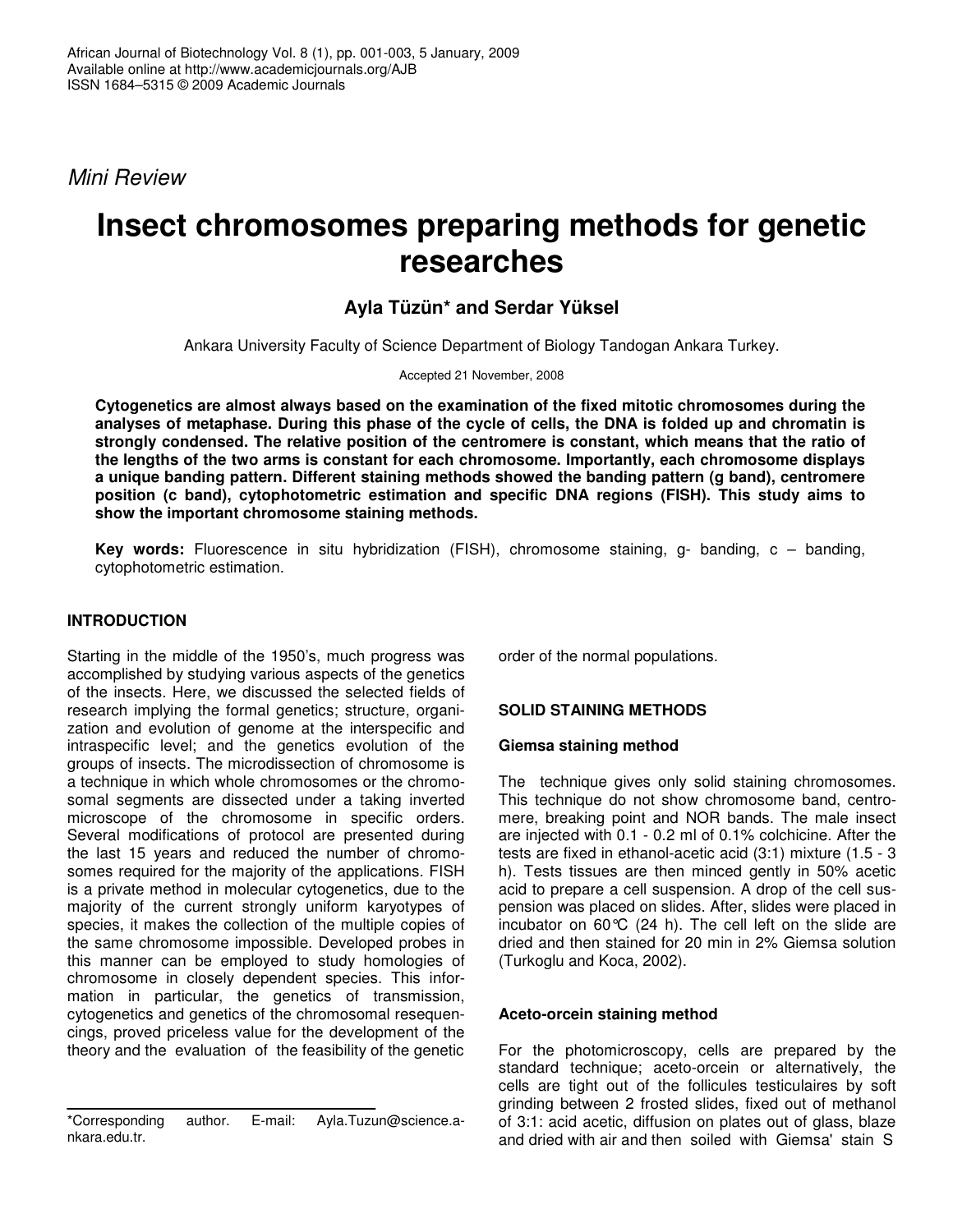*Mini Review*

# Insect chromosomes preparing methods for genetic researches

**Ayla Tüzün\* and Serdar Yüksel**

Ankara University Faculty of Science Department of Biology Tandogan Ankara Turkey.

Accepted 21 November, 2008

**Cytogenetics are almost always based on the examination of the fixed mitotic chromosomes during the analyses of metaphase. During this phase of the cycle of cells, the DNA is folded up and chromatin is strongly condensed. The relative position of the centromere is constant, which means that the ratio of the lengths of the two arms is constant for each chromosome. Importantly, each chromosome displays a unique banding pattern. Different staining methods showed the banding pattern (g band), centromere position (c band), cytophotometric estimation and specific DNA regions (FISH). This study aims to show the important chromosome staining methods.**

**Key words:** Fluorescence in situ hybridization (FISH), chromosome staining, g- banding, c – banding, cytophotometric estimation.

## INTRODUCTION

Starting in the middle of the 1950's, much progress was accomplished by studying various aspects of the genetics of the insects. Here, we discussed the selected fields of research implying the formal genetics; structure, organization and evolution of genome at the interspecific and intraspecific level; and the genetics evolution of the groups of insects. The microdissection of chromosome is a technique in which whole chromosomes or the chromosomal segments are dissected under a taking inverted microscope of the chromosome in specific orders. Several modifications of protocol are presented during the last 15 years and reduced the number of chromosomes required for the majority of the applications. FISH is a private method in molecular cytogenetics, due to the majority of the current strongly uniform karyotypes of species, it makes the collection of the multiple copies of the same chromosome impossible. Developed probes in this manner can be employed to study homologies of chromosome in closely dependent species. This information in particular, the genetics of transmission, cytogenetics and genetics of the chromosomal resequencings, proved priceless value for the development of the theory and the evaluation of the feasibility of the genetic order of the normal populations.

## SOLID STAINING METHODS

### Giemsa staining method

The technique gives only solid staining chromosomes. This technique do not show chromosome band, centromere, breaking point and NOR bands. The male insect are injected with 0.1 - 0.2 ml of 0.1% colchicine. After the tests are fixed in ethanol-acetic acid (3:1) mixture (1.5 - 3 h). Tests tissues are then minced gently in 50% acetic acid to prepare a cell suspension. A drop of the cell suspension was placed on slides. After, slides were placed in incubator on 60°C (24 h). The cell left on the slide are dried and then stained for 20 min in 2% Giemsa solution (Turkoglu and Koca, 2002).

### Aceto-orcein staining method

For the photomicroscopy, cells are prepared by the standard technique; aceto-orcein or alternatively, the cells are tight out of the follicules testiculaires by soft grinding between 2 frosted slides, fixed out of methanol of 3:1: acid acetic, diffusion on plates out of glass, blaze and dried with air and then soiled with Giemsa' stain S

\*Corresponding author. E-mail: Ayla.Tuzun@science.ankara.edu.tr.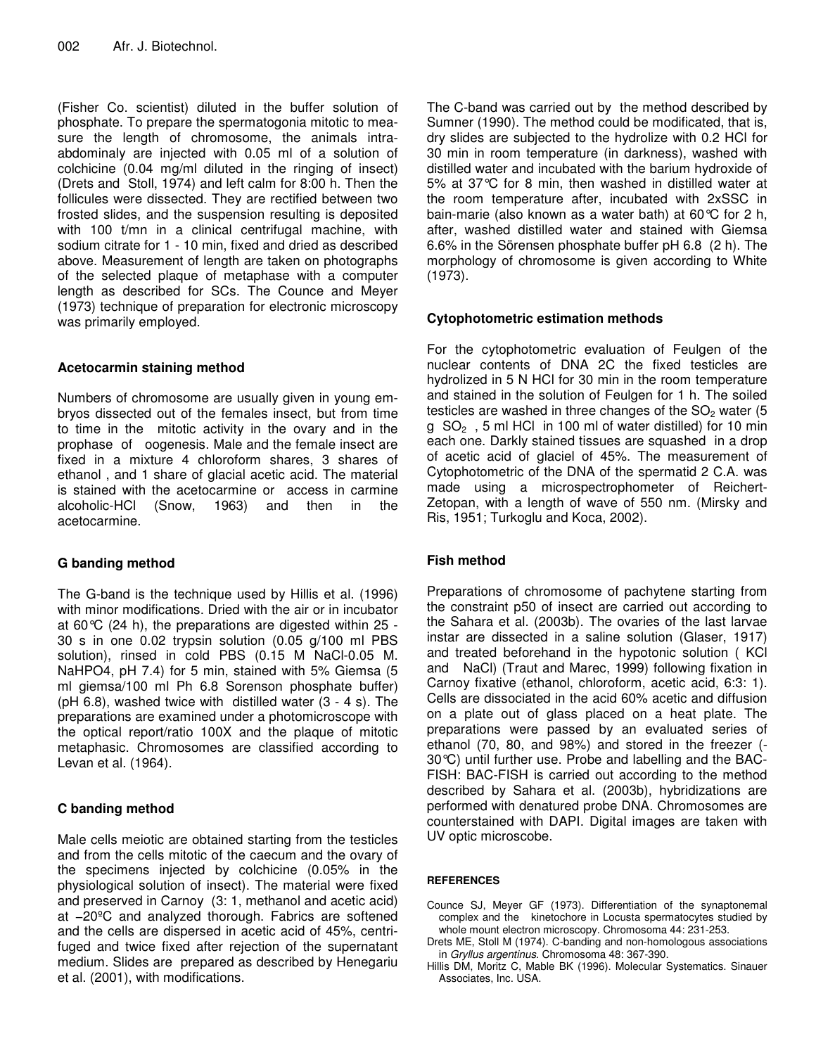(Fisher Co. scientist) diluted in the buffer solution of phosphate. To prepare the spermatogonia mitotic to measure the length of chromosome, the animals intra-abdominaly are injected with 0.05 ml of a solution of colchicine (0.04 mg/ml diluted in the ringing of insect) (Drets and Stoll, 1974) and left calm for 8:00 h. Then the follicules were dissected. They are rectified between two frosted slides, and the suspension resulting is deposited with 100 t/mn in a clinical centrifugal machine, with sodium citrate for 1 - 10 min, fixed and dried as described above. Measurement of length are taken on photographs of the selected plaque of metaphase with a computer length as described for SCs. The Counce and Meyer (1973) technique of preparation for electronic microscopy was primarily employed.

### Acetocarmin staining method

Numbers of chromosome are usually given in young embryos dissected out of the females insect, but from time to time in the mitotic activity in the ovary and in the prophase of oogenesis. Male and the female insect are fixed in a mixture 4 chloroform shares, 3 shares of ethanol , and 1 share of glacial acetic acid. The material is stained with the acetocarmine or access in carmine alcoholic-HCl (Snow, 1963) and then in the acetocarmine.

### G banding method

The G-band is the technique used by Hillis et al. (1996) with minor modifications. Dried with the air or in incubator at 60°C (24 h), the preparations are digested within 25 - 30 s in one 0.02 trypsin solution (0.05 g/100 ml PBS solution), rinsed in cold PBS (0.15 M NaCl-0.05 M. NaHPO4, pH 7.4) for 5 min, stained with 5% Giemsa (5 ml giemsa/100 ml Ph 6.8 Sorenson phosphate buffer) (pH 6.8), washed twice with distilled water (3 - 4 s). The preparations are examined under a photomicroscope with the optical report/ratio 100X and the plaque of mitotic metaphasic. Chromosomes are classified according to Levan et al. (1964).

### C banding method

Male cells meiotic are obtained starting from the testicles and from the cells mitotic of the caecum and the ovary of the specimens injected by colchicine (0.05% in the physiological solution of insect). The material were fixed and preserved in Carnoy (3: 1, methanol and acetic acid) at −20ºC and analyzed thorough. Fabrics are softened and the cells are dispersed in acetic acid of 45%, centrifuged and twice fixed after rejection of the supernatant medium. Slides are prepared as described by Henegariu et al. (2001), with modifications.

The C-band was carried out by the method described by Sumner (1990). The method could be modificated, that is, dry slides are subjected to the hydrolize with 0.2 HCl for 30 min in room temperature (in darkness), washed with distilled water and incubated with the barium hydroxide of 5% at 37°C for 8 min, then washed in distilled water at the room temperature after, incubated with 2xSSC in bain-marie (also known as a water bath) at 60°C for 2 h, after, washed distilled water and stained with Giemsa 6.6% in the Sörensen phosphate buffer pH 6.8 (2 h). The morphology of chromosome is given according to White (1973).

### Cytophotometric estimation methods

For the cytophotometric evaluation of Feulgen of the nuclear contents of DNA 2C the fixed testicles are hydrolized in 5 N HCl for 30 min in the room temperature and stained in the solution of Feulgen for 1 h. The soiled testicles are washed in three changes of the $SO_2$ water (5 g $SO_2$ , 5 ml HCl in 100 ml of water distilled) for 10 min each one. Darkly stained tissues are squashed in a drop of acetic acid of glaciel of 45%. The measurement of Cytophotometric of the DNA of the spermatid 2 C.A. was made using a microspectrophometer of Reichert-Zetopan, with a length of wave of 550 nm. (Mirsky and Ris, 1951; Turkoglu and Koca, 2002).

### Fish method

Preparations of chromosome of pachytene starting from the constraint p50 of insect are carried out according to the Sahara et al. (2003b). The ovaries of the last larvae instar are dissected in a saline solution (Glaser, 1917) and treated beforehand in the hypotonic solution ( KCl and NaCl) (Traut and Marec, 1999) following fixation in Carnoy fixative (ethanol, chloroform, acetic acid, 6:3: 1). Cells are dissociated in the acid 60% acetic and diffusion on a plate out of glass placed on a heat plate. The preparations were passed by an evaluated series of ethanol (70, 80, and 98%) and stored in the freezer (-30°C) until further use. Probe and labelling and the BAC-FISH: BAC-FISH is carried out according to the method described by Sahara et al. (2003b), hybridizations are performed with denatured probe DNA. Chromosomes are counterstained with DAPI. Digital images are taken with UV optic microscobe.

#### REFERENCES

Counce SJ, Meyer GF (1973). Differentiation of the synaptonemal complex and the kinetochore in Locusta spermatocytes studied by whole mount electron microscopy. Chromosoma 44: 231-253.

Drets ME, Stoll M (1974). C-banding and non-homologous associations in *Gryllus argentinus*. Chromosoma 48: 367-390.

Hillis DM, Moritz C, Mable BK (1996). Molecular Systematics. Sinauer Associates, Inc. USA.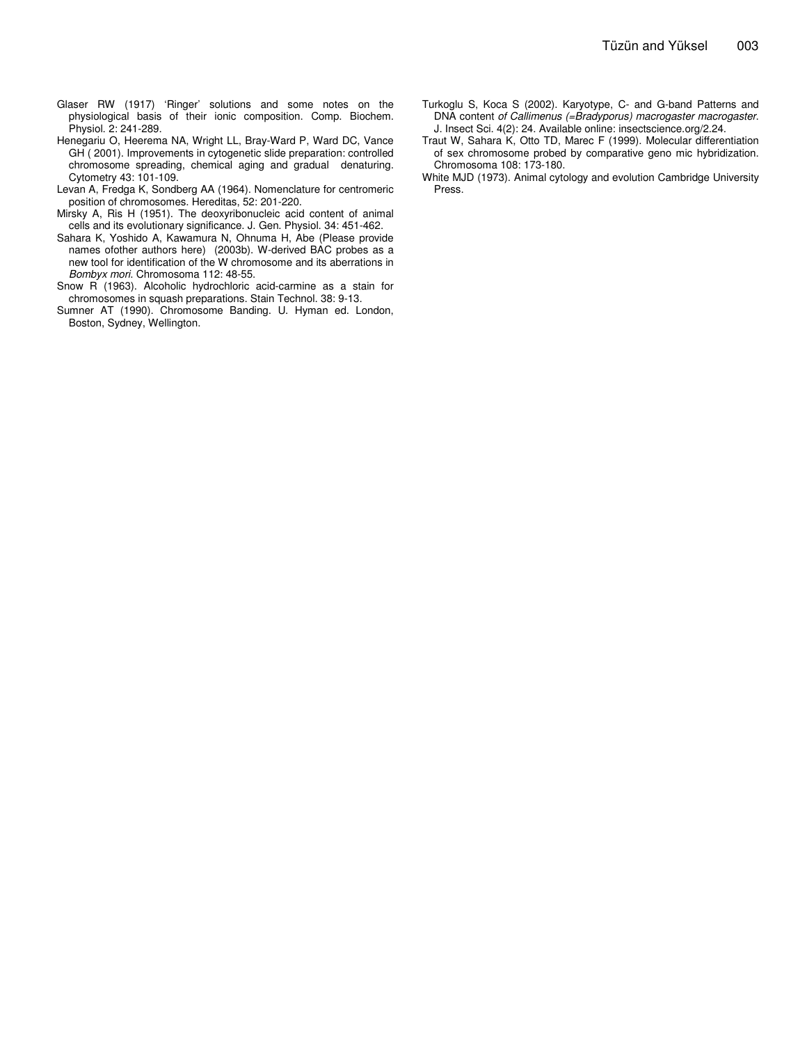Glaser RW (1917) 'Ringer' solutions and some notes on the physiological basis of their ionic composition. Comp. Biochem. Physiol. 2: 241-289.

Henegariu O, Heerema NA, Wright LL, Bray-Ward P, Ward DC, Vance GH ( 2001). Improvements in cytogenetic slide preparation: controlled chromosome spreading, chemical aging and gradual denaturing. Cytometry 43: 101-109.

Levan A, Fredga K, Sondberg AA (1964). Nomenclature for centromeric position of chromosomes. Hereditas, 52: 201-220.

Mirsky A, Ris H (1951). The deoxyribonucleic acid content of animal cells and its evolutionary significance. J. Gen. Physiol. 34: 451-462.

Sahara K, Yoshido A, Kawamura N, Ohnuma H, Abe (Please provide names ofother authors here) (2003b). W-derived BAC probes as a new tool for identification of the W chromosome and its aberrations in *Bombyx mori*. Chromosoma 112: 48-55.

Snow R (1963). Alcoholic hydrochloric acid-carmine as a stain for chromosomes in squash preparations. Stain Technol. 38: 9-13.

Sumner AT (1990). Chromosome Banding. U. Hyman ed. London, Boston, Sydney, Wellington.

Turkoglu S, Koca S (2002). Karyotype, C- and G-band Patterns and DNA content *of Callimenus (=Bradyporus) macrogaster macrogaster*. J. Insect Sci. 4(2): 24. Available online: insectscience.org/2.24.

Traut W, Sahara K, Otto TD, Marec F (1999). Molecular differentiation of sex chromosome probed by comparative geno mic hybridization. Chromosoma 108: 173-180.

White MJD (1973). Animal cytology and evolution Cambridge University Press.